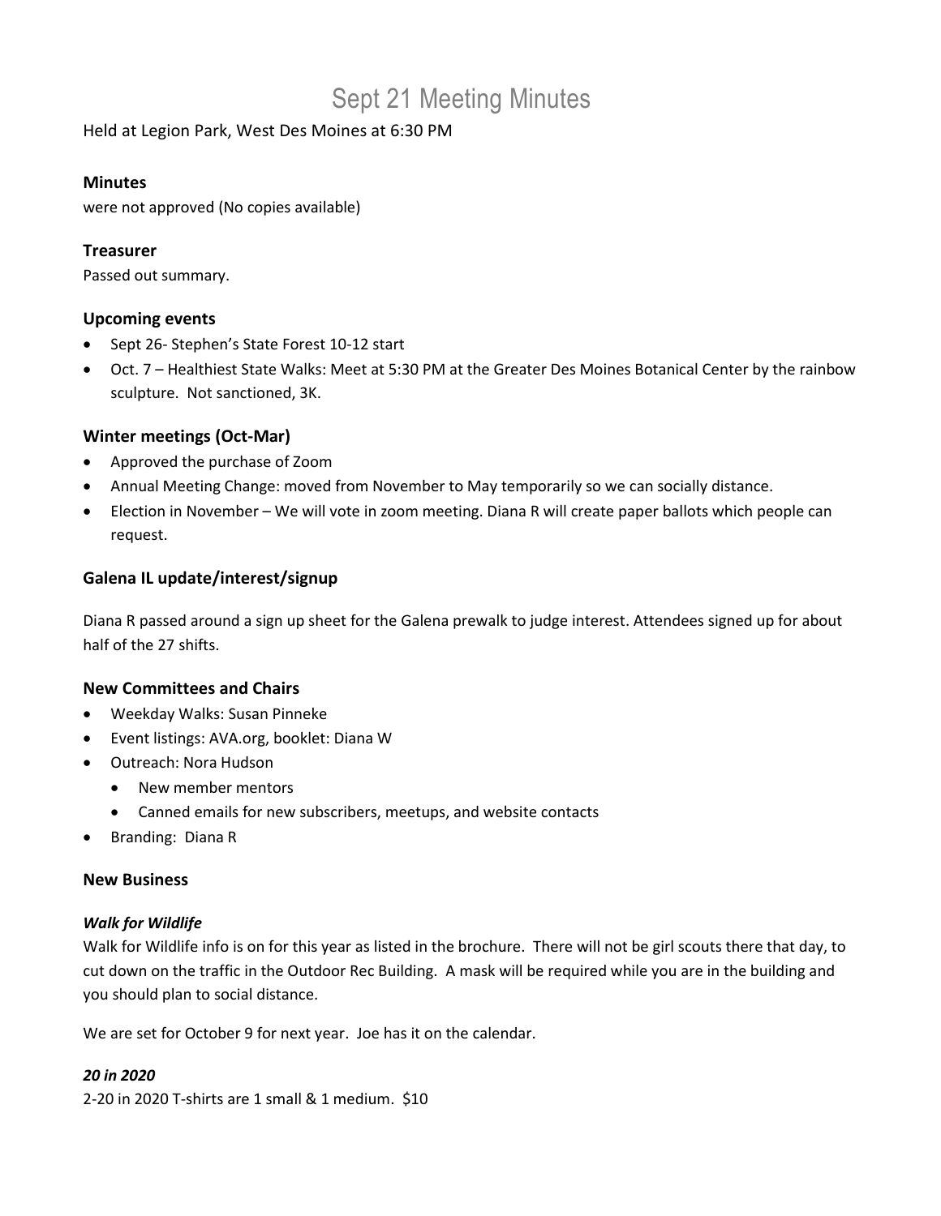# Sept 21 Meeting Minutes

Held at Legion Park, West Des Moines at 6:30 PM

### Minutes

were not approved (No copies available)

### Treasurer

Passed out summary.

### Upcoming events

- Sept 26- Stephen's State Forest 10-12 start
- Oct. 7 – Healthiest State Walks: Meet at 5:30 PM at the Greater Des Moines Botanical Center by the rainbow sculpture. Not sanctioned, 3K.

### Winter meetings (Oct-Mar)

- Approved the purchase of Zoom
- Annual Meeting Change: moved from November to May temporarily so we can socially distance.
- Election in November – We will vote in zoom meeting. Diana R will create paper ballots which people can request.

### Galena IL update/interest/signup

Diana R passed around a sign up sheet for the Galena prewalk to judge interest. Attendees signed up for about half of the 27 shifts.

### New Committees and Chairs

- Weekday Walks: Susan Pinneke
- Event listings: AVA.org, booklet: Diana W
- Outreach: Nora Hudson
  - New member mentors
  - Canned emails for new subscribers, meetups, and website contacts
- Branding: Diana R

### New Business

#### *Walk for Wildlife*

Walk for Wildlife info is on for this year as listed in the brochure. There will not be girl scouts there that day, to cut down on the traffic in the Outdoor Rec Building. A mask will be required while you are in the building and you should plan to social distance.

We are set for October 9 for next year. Joe has it on the calendar.

#### *20 in 2020*

2-20 in 2020 T-shirts are 1 small & 1 medium. $10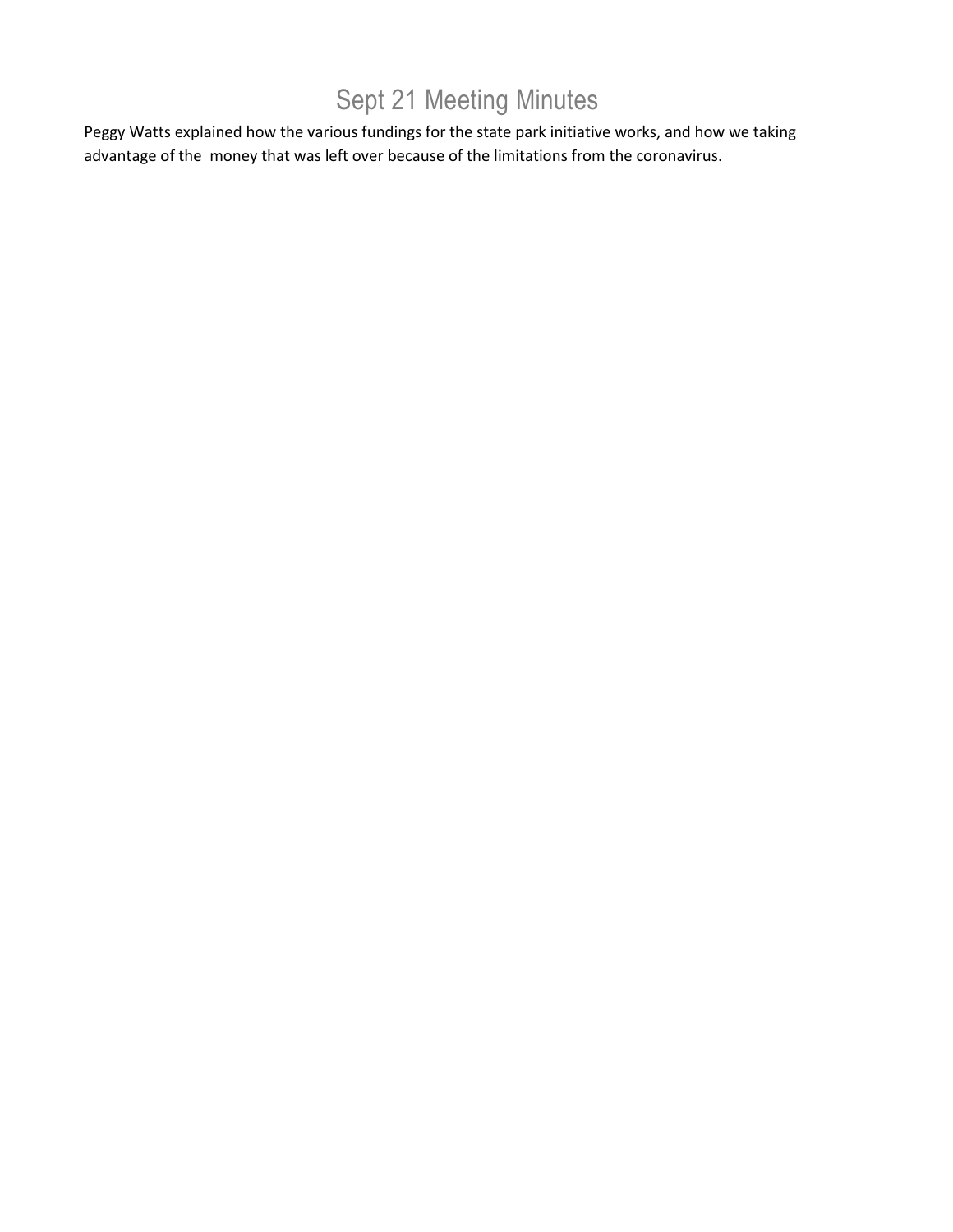# Sept 21 Meeting Minutes

Peggy Watts explained how the various fundings for the state park initiative works, and how we taking advantage of the money that was left over because of the limitations from the coronavirus.